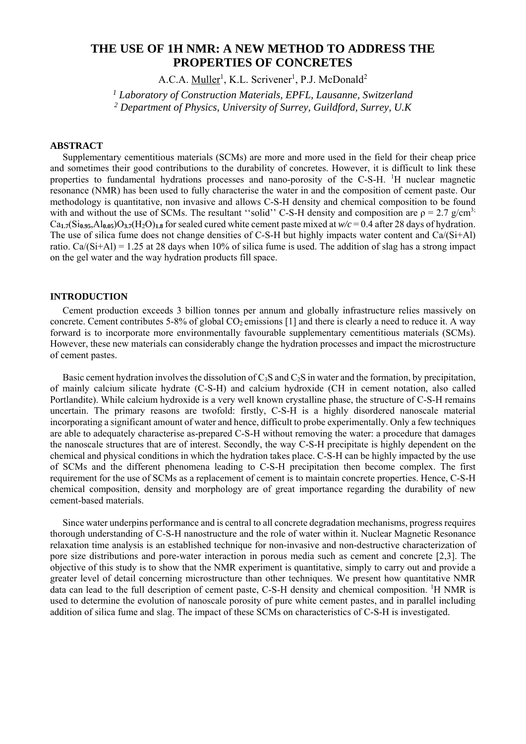# THE USE OF 1H NMR: A NEW METHOD TO ADDRESS THE PROPERTIES OF CONCRETES

A.C.A. Muller[1], K.L. Scrivener[1], P.J. McDonald[2]

*[1] Laboratory of Construction Materials, EPFL, Lausanne, Switzerland*
*[2] Department of Physics, University of Surrey, Guildford, Surrey, U.K*

## ABSTRACT

Supplementary cementitious materials (SCMs) are more and more used in the field for their cheap price and sometimes their good contributions to the durability of concretes. However, it is difficult to link these properties to fundamental hydrations processes and nano-porosity of the C-S-H. $^1$H nuclear magnetic resonance (NMR) has been used to fully characterise the water in and the composition of cement paste. Our methodology is quantitative, non invasive and allows C-S-H density and chemical composition to be found with and without the use of SCMs. The resultant ''solid'' C-S-H density and composition are $\rho = 2.7$ g/cm$^3$; $Ca_{1.7}(Si_{0.95},Al_{0.05})O_{3.7}(H_2O)_{1.8}$ for sealed cured white cement paste mixed at *w/c* = 0.4 after 28 days of hydration. The use of silica fume does not change densities of C-S-H but highly impacts water content and Ca/(Si+Al) ratio. Ca/(Si+Al) = 1.25 at 28 days when 10% of silica fume is used. The addition of slag has a strong impact on the gel water and the way hydration products fill space.

## INTRODUCTION

Cement production exceeds 3 billion tonnes per annum and globally infrastructure relies massively on concrete. Cement contributes 5-8% of global $CO_2$ emissions [1] and there is clearly a need to reduce it. A way forward is to incorporate more environmentally favourable supplementary cementitious materials (SCMs). However, these new materials can considerably change the hydration processes and impact the microstructure of cement pastes.

Basic cement hydration involves the dissolution of $C_3S$ and $C_2S$ in water and the formation, by precipitation, of mainly calcium silicate hydrate (C-S-H) and calcium hydroxide (CH in cement notation, also called Portlandite). While calcium hydroxide is a very well known crystalline phase, the structure of C-S-H remains uncertain. The primary reasons are twofold: firstly, C-S-H is a highly disordered nanoscale material incorporating a significant amount of water and hence, difficult to probe experimentally. Only a few techniques are able to adequately characterise as-prepared C-S-H without removing the water: a procedure that damages the nanoscale structures that are of interest. Secondly, the way C-S-H precipitate is highly dependent on the chemical and physical conditions in which the hydration takes place. C-S-H can be highly impacted by the use of SCMs and the different phenomena leading to C-S-H precipitation then become complex. The first requirement for the use of SCMs as a replacement of cement is to maintain concrete properties. Hence, C-S-H chemical composition, density and morphology are of great importance regarding the durability of new cement-based materials.

Since water underpins performance and is central to all concrete degradation mechanisms, progress requires thorough understanding of C-S-H nanostructure and the role of water within it. Nuclear Magnetic Resonance relaxation time analysis is an established technique for non-invasive and non-destructive characterization of pore size distributions and pore-water interaction in porous media such as cement and concrete [2,3]. The objective of this study is to show that the NMR experiment is quantitative, simply to carry out and provide a greater level of detail concerning microstructure than other techniques. We present how quantitative NMR data can lead to the full description of cement paste, C-S-H density and chemical composition. $^1$H NMR is used to determine the evolution of nanoscale porosity of pure white cement pastes, and in parallel including addition of silica fume and slag. The impact of these SCMs on characteristics of C-S-H is investigated.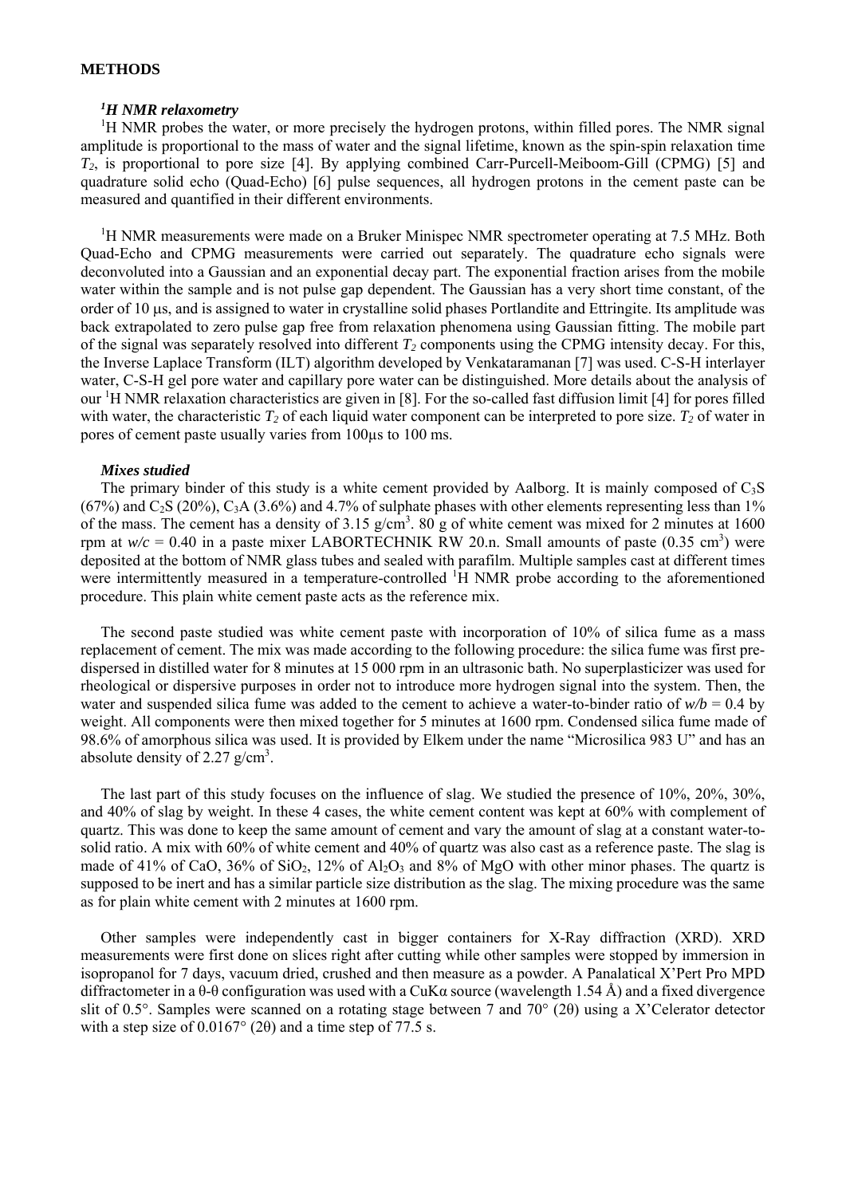## METHODS

### ${}^{1}H$ NMR relaxometry

${}^{1}H$ NMR probes the water, or more precisely the hydrogen protons, within filled pores. The NMR signal amplitude is proportional to the mass of water and the signal lifetime, known as the spin-spin relaxation time $T_2$, is proportional to pore size [4]. By applying combined Carr-Purcell-Meiboom-Gill (CPMG) [5] and quadrature solid echo (Quad-Echo) [6] pulse sequences, all hydrogen protons in the cement paste can be measured and quantified in their different environments.

${}^{1}H$ NMR measurements were made on a Bruker Minispec NMR spectrometer operating at 7.5 MHz. Both Quad-Echo and CPMG measurements were carried out separately. The quadrature echo signals were deconvoluted into a Gaussian and an exponential decay part. The exponential fraction arises from the mobile water within the sample and is not pulse gap dependent. The Gaussian has a very short time constant, of the order of 10 μs, and is assigned to water in crystalline solid phases Portlandite and Ettringite. Its amplitude was back extrapolated to zero pulse gap free from relaxation phenomena using Gaussian fitting. The mobile part of the signal was separately resolved into different $T_2$ components using the CPMG intensity decay. For this, the Inverse Laplace Transform (ILT) algorithm developed by Venkataramanan [7] was used. C-S-H interlayer water, C-S-H gel pore water and capillary pore water can be distinguished. More details about the analysis of our ${}^{1}H$ NMR relaxation characteristics are given in [8]. For the so-called fast diffusion limit [4] for pores filled with water, the characteristic $T_2$ of each liquid water component can be interpreted to pore size. $T_2$ of water in pores of cement paste usually varies from 100μs to 100 ms.

### Mixes studied

The primary binder of this study is a white cement provided by Aalborg. It is mainly composed of $C_3S$ (67%) and $C_2S$ (20%), $C_3A$ (3.6%) and 4.7% of sulphate phases with other elements representing less than 1% of the mass. The cement has a density of 3.15 g/cm$^3$. 80 g of white cement was mixed for 2 minutes at 1600 rpm at $w/c$ = 0.40 in a paste mixer LABORTECHNIK RW 20.n. Small amounts of paste (0.35 cm$^3$) were deposited at the bottom of NMR glass tubes and sealed with parafilm. Multiple samples cast at different times were intermittently measured in a temperature-controlled ${}^{1}H$ NMR probe according to the aforementioned procedure. This plain white cement paste acts as the reference mix.

The second paste studied was white cement paste with incorporation of 10% of silica fume as a mass replacement of cement. The mix was made according to the following procedure: the silica fume was first pre-dispersed in distilled water for 8 minutes at 15 000 rpm in an ultrasonic bath. No superplasticizer was used for rheological or dispersive purposes in order not to introduce more hydrogen signal into the system. Then, the water and suspended silica fume was added to the cement to achieve a water-to-binder ratio of $w/b$ = 0.4 by weight. All components were then mixed together for 5 minutes at 1600 rpm. Condensed silica fume made of 98.6% of amorphous silica was used. It is provided by Elkem under the name "Microsilica 983 U" and has an absolute density of 2.27 g/cm$^3$.

The last part of this study focuses on the influence of slag. We studied the presence of 10%, 20%, 30%, and 40% of slag by weight. In these 4 cases, the white cement content was kept at 60% with complement of quartz. This was done to keep the same amount of cement and vary the amount of slag at a constant water-to-solid ratio. A mix with 60% of white cement and 40% of quartz was also cast as a reference paste. The slag is made of 41% of CaO, 36% of $SiO_2$, 12% of $Al_2O_3$ and 8% of MgO with other minor phases. The quartz is supposed to be inert and has a similar particle size distribution as the slag. The mixing procedure was the same as for plain white cement with 2 minutes at 1600 rpm.

Other samples were independently cast in bigger containers for X-Ray diffraction (XRD). XRD measurements were first done on slices right after cutting while other samples were stopped by immersion in isopropanol for 7 days, vacuum dried, crushed and then measure as a powder. A Panalatical X'Pert Pro MPD diffractometer in a θ-θ configuration was used with a CuKα source (wavelength 1.54 Å) and a fixed divergence slit of 0.5°. Samples were scanned on a rotating stage between 7 and 70° (2θ) using a X'Celerator detector with a step size of 0.0167° (2θ) and a time step of 77.5 s.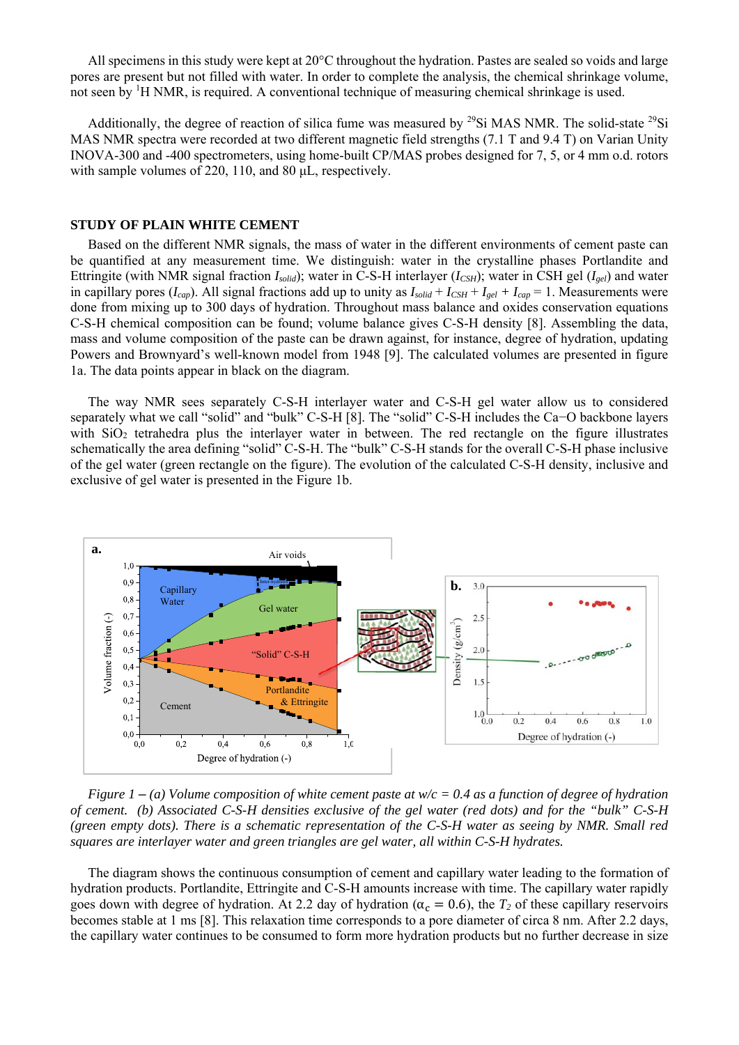All specimens in this study were kept at 20°C throughout the hydration. Pastes are sealed so voids and large pores are present but not filled with water. In order to complete the analysis, the chemical shrinkage volume, not seen by $^{1}$H NMR, is required. A conventional technique of measuring chemical shrinkage is used.

Additionally, the degree of reaction of silica fume was measured by $^{29}$Si MAS NMR. The solid-state $^{29}$Si MAS NMR spectra were recorded at two different magnetic field strengths (7.1 T and 9.4 T) on Varian Unity INOVA-300 and -400 spectrometers, using home-built CP/MAS probes designed for 7, 5, or 4 mm o.d. rotors with sample volumes of 220, 110, and 80 μL, respectively.

## STUDY OF PLAIN WHITE CEMENT

Based on the different NMR signals, the mass of water in the different environments of cement paste can be quantified at any measurement time. We distinguish: water in the crystalline phases Portlandite and Ettringite (with NMR signal fraction $I_{solid}$); water in C-S-H interlayer ($I_{CSH}$); water in CSH gel ($I_{gel}$) and water in capillary pores ($I_{cap}$). All signal fractions add up to unity as $I_{solid} + I_{CSH} + I_{gel} + I_{cap} = 1$. Measurements were done from mixing up to 300 days of hydration. Throughout mass balance and oxides conservation equations C-S-H chemical composition can be found; volume balance gives C-S-H density [8]. Assembling the data, mass and volume composition of the paste can be drawn against, for instance, degree of hydration, updating Powers and Brownyard's well-known model from 1948 [9]. The calculated volumes are presented in figure 1a. The data points appear in black on the diagram.

The way NMR sees separately C-S-H interlayer water and C-S-H gel water allow us to considered separately what we call "solid" and "bulk" C-S-H [8]. The "solid" C-S-H includes the Ca−O backbone layers with $SiO_2$ tetrahedra plus the interlayer water in between. The red rectangle on the figure illustrates schematically the area defining "solid" C-S-H. The "bulk" C-S-H stands for the overall C-S-H phase inclusive of the gel water (green rectangle on the figure). The evolution of the calculated C-S-H density, inclusive and exclusive of gel water is presented in the Figure 1b.

*Figure 1 – (a) Volume composition of white cement paste at w/c = 0.4 as a function of degree of hydration of cement. (b) Associated C-S-H densities exclusive of the gel water (red dots) and for the "bulk" C-S-H (green empty dots). There is a schematic representation of the C-S-H water as seeing by NMR. Small red squares are interlayer water and green triangles are gel water, all within C-S-H hydrates.*

The diagram shows the continuous consumption of cement and capillary water leading to the formation of hydration products. Portlandite, Ettringite and C-S-H amounts increase with time. The capillary water rapidly goes down with degree of hydration. At 2.2 day of hydration ($\alpha_c = 0.6$), the $T_2$ of these capillary reservoirs becomes stable at 1 ms [8]. This relaxation time corresponds to a pore diameter of circa 8 nm. After 2.2 days, the capillary water continues to be consumed to form more hydration products but no further decrease in size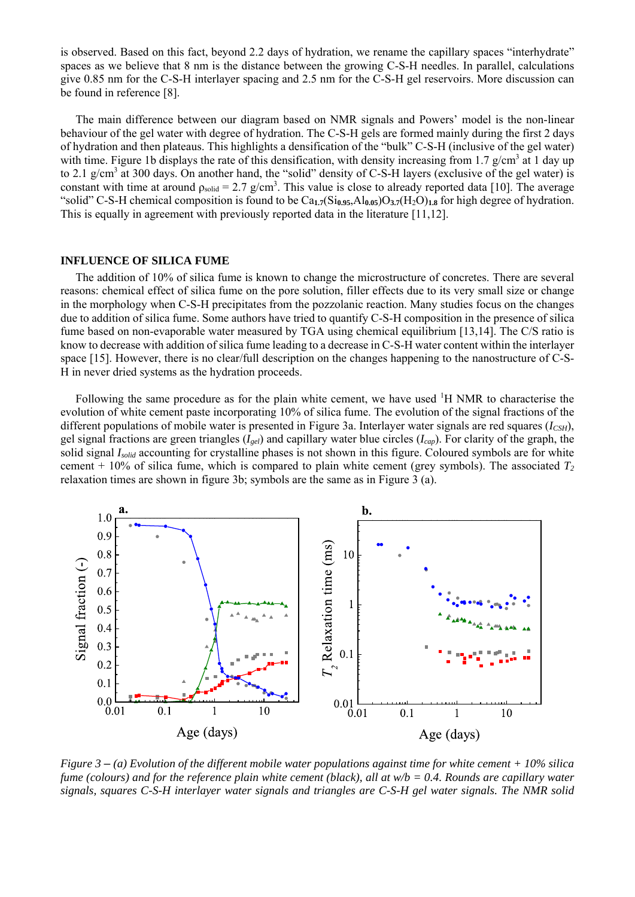is observed. Based on this fact, beyond 2.2 days of hydration, we rename the capillary spaces "interhydrate" spaces as we believe that 8 nm is the distance between the growing C-S-H needles. In parallel, calculations give 0.85 nm for the C-S-H interlayer spacing and 2.5 nm for the C-S-H gel reservoirs. More discussion can be found in reference [8].

The main difference between our diagram based on NMR signals and Powers' model is the non-linear behaviour of the gel water with degree of hydration. The C-S-H gels are formed mainly during the first 2 days of hydration and then plateaus. This highlights a densification of the "bulk" C-S-H (inclusive of the gel water) with time. Figure 1b displays the rate of this densification, with density increasing from 1.7 g/cm$^3$ at 1 day up to 2.1 g/cm$^3$ at 300 days. On another hand, the "solid" density of C-S-H layers (exclusive of the gel water) is constant with time at around $\rho_{solid}$ = 2.7 g/cm$^3$. This value is close to already reported data [10]. The average "solid" C-S-H chemical composition is found to be $Ca_{1.7}(Si_{0.95},Al_{0.05})O_{3.7}(H_2O)_{1.8}$ for high degree of hydration. This is equally in agreement with previously reported data in the literature [11,12].

## INFLUENCE OF SILICA FUME

The addition of 10% of silica fume is known to change the microstructure of concretes. There are several reasons: chemical effect of silica fume on the pore solution, filler effects due to its very small size or change in the morphology when C-S-H precipitates from the pozzolanic reaction. Many studies focus on the changes due to addition of silica fume. Some authors have tried to quantify C-S-H composition in the presence of silica fume based on non-evaporable water measured by TGA using chemical equilibrium [13,14]. The C/S ratio is know to decrease with addition of silica fume leading to a decrease in C-S-H water content within the interlayer space [15]. However, there is no clear/full description on the changes happening to the nanostructure of C-S-H in never dried systems as the hydration proceeds.

Following the same procedure as for the plain white cement, we have used $^1$H NMR to characterise the evolution of white cement paste incorporating 10% of silica fume. The evolution of the signal fractions of the different populations of mobile water is presented in Figure 3a. Interlayer water signals are red squares ($I_{CSH}$), gel signal fractions are green triangles ($I_{gel}$) and capillary water blue circles ($I_{cap}$). For clarity of the graph, the solid signal $I_{solid}$ accounting for crystalline phases is not shown in this figure. Coloured symbols are for white cement + 10% of silica fume, which is compared to plain white cement (grey symbols). The associated $T_2$ relaxation times are shown in figure 3b; symbols are the same as in Figure 3 (a).

*Figure 3 – (a) Evolution of the different mobile water populations against time for white cement + 10% silica fume (colours) and for the reference plain white cement (black), all at w/b = 0.4. Rounds are capillary water signals, squares C-S-H interlayer water signals and triangles are C-S-H gel water signals. The NMR solid*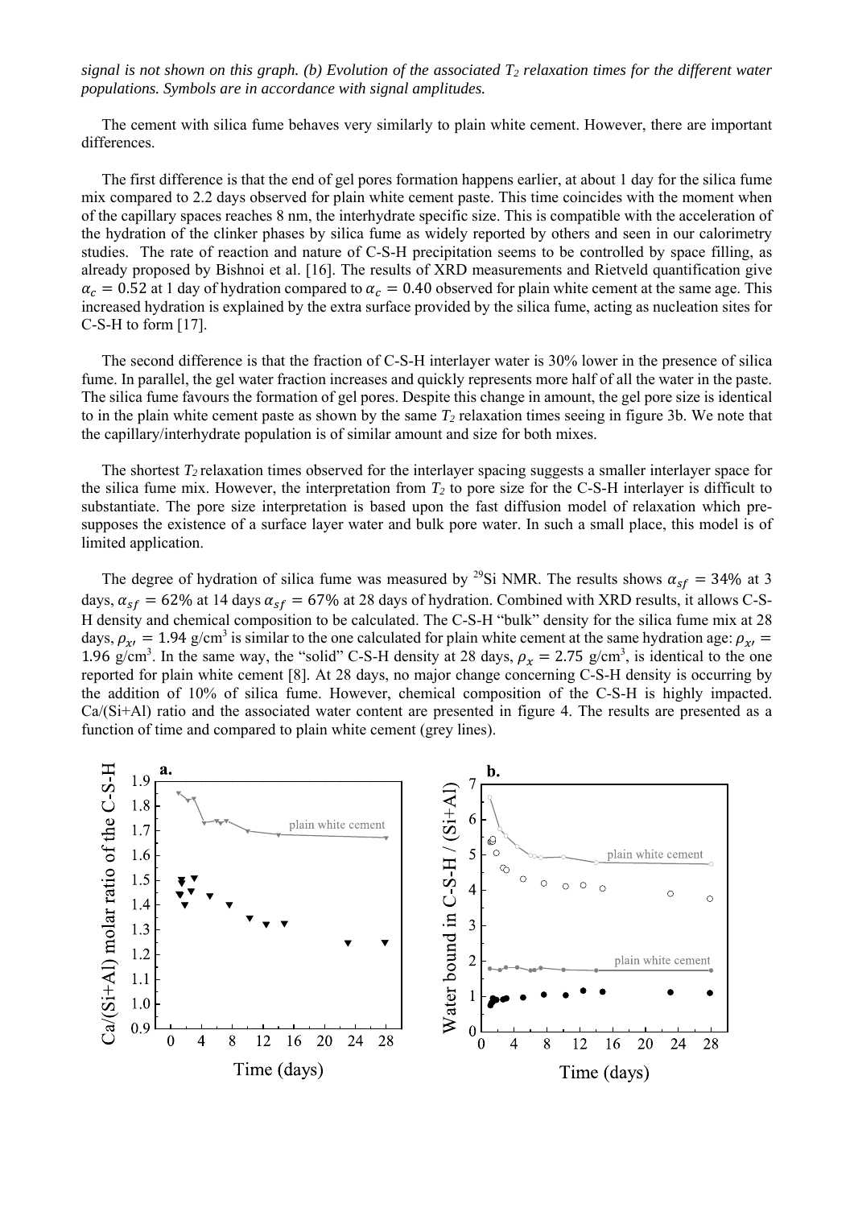*signal is not shown on this graph. (b) Evolution of the associated $T_2$ relaxation times for the different water populations. Symbols are in accordance with signal amplitudes.*

The cement with silica fume behaves very similarly to plain white cement. However, there are important differences.

The first difference is that the end of gel pores formation happens earlier, at about 1 day for the silica fume mix compared to 2.2 days observed for plain white cement paste. This time coincides with the moment when of the capillary spaces reaches 8 nm, the interhydrate specific size. This is compatible with the acceleration of the hydration of the clinker phases by silica fume as widely reported by others and seen in our calorimetry studies. The rate of reaction and nature of C-S-H precipitation seems to be controlled by space filling, as already proposed by Bishnoi et al. [16]. The results of XRD measurements and Rietveld quantification give $\alpha_c = 0.52$ at 1 day of hydration compared to $\alpha_c = 0.40$ observed for plain white cement at the same age. This increased hydration is explained by the extra surface provided by the silica fume, acting as nucleation sites for C-S-H to form [17].

The second difference is that the fraction of C-S-H interlayer water is 30% lower in the presence of silica fume. In parallel, the gel water fraction increases and quickly represents more half of all the water in the paste. The silica fume favours the formation of gel pores. Despite this change in amount, the gel pore size is identical to in the plain white cement paste as shown by the same $T_2$ relaxation times seeing in figure 3b. We note that the capillary/interhydrate population is of similar amount and size for both mixes.

The shortest $T_2$ relaxation times observed for the interlayer spacing suggests a smaller interlayer space for the silica fume mix. However, the interpretation from $T_2$ to pore size for the C-S-H interlayer is difficult to substantiate. The pore size interpretation is based upon the fast diffusion model of relaxation which pre-supposes the existence of a surface layer water and bulk pore water. In such a small place, this model is of limited application.

The degree of hydration of silica fume was measured by $^{29}$Si NMR. The results shows $\alpha_{sf} = 34\%$ at 3 days, $\alpha_{sf} = 62\%$ at 14 days $\alpha_{sf} = 67\%$ at 28 days of hydration. Combined with XRD results, it allows C-S-H density and chemical composition to be calculated. The C-S-H "bulk" density for the silica fume mix at 28 days, $\rho_{x\prime} = 1.94$ g/cm$^3$ is similar to the one calculated for plain white cement at the same hydration age: $\rho_{x\prime} = 1.96$ g/cm$^3$. In the same way, the "solid" C-S-H density at 28 days, $\rho_x = 2.75$ g/cm$^3$, is identical to the one reported for plain white cement [8]. At 28 days, no major change concerning C-S-H density is occurring by the addition of 10% of silica fume. However, chemical composition of the C-S-H is highly impacted. Ca/(Si+Al) ratio and the associated water content are presented in figure 4. The results are presented as a function of time and compared to plain white cement (grey lines).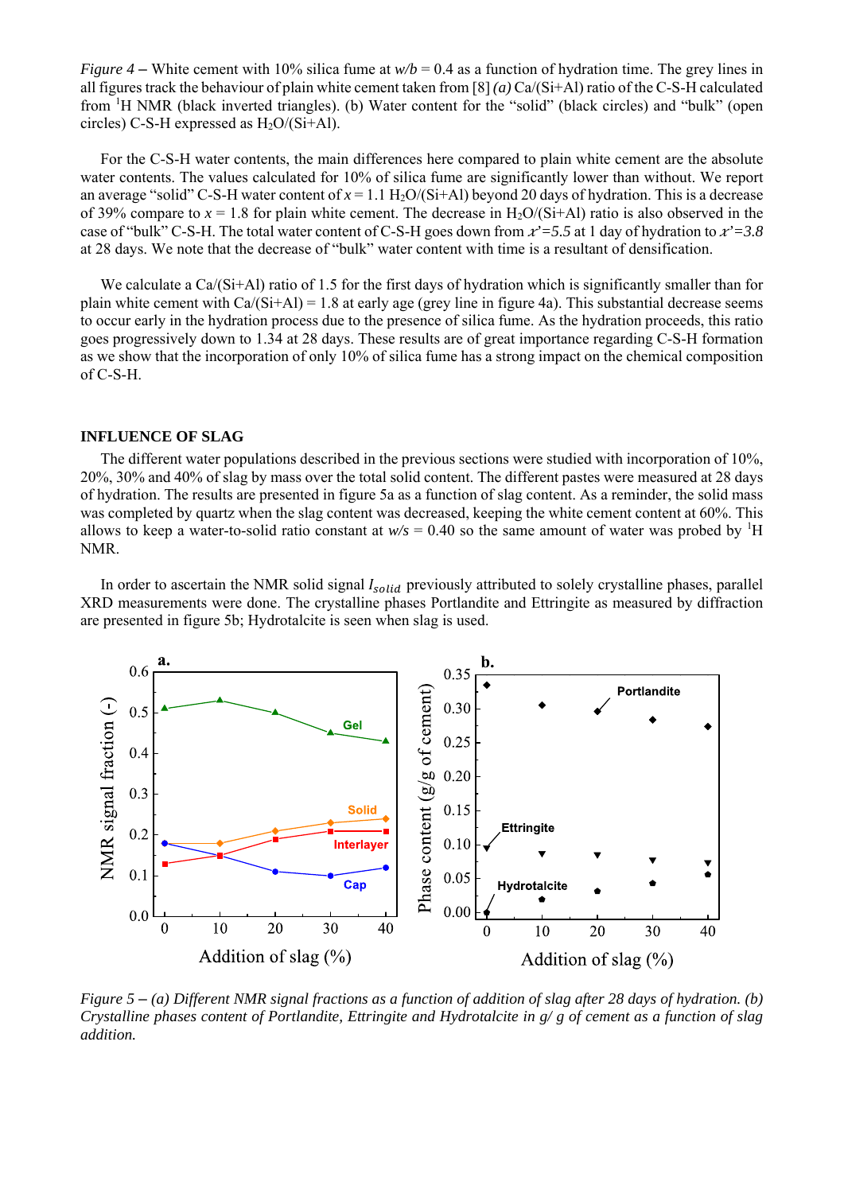*Figure 4 –* White cement with 10% silica fume at *w/b* = 0.4 as a function of hydration time. The grey lines in all figures track the behaviour of plain white cement taken from [8] *(a)* Ca/(Si+Al) ratio of the C-S-H calculated from [1]H NMR (black inverted triangles). (b) Water content for the "solid" (black circles) and "bulk" (open circles) C-S-H expressed as $H_2O$/(Si+Al).

For the C-S-H water contents, the main differences here compared to plain white cement are the absolute water contents. The values calculated for 10% of silica fume are significantly lower than without. We report an average "solid" C-S-H water content of $x$ = 1.1 $H_2O$/(Si+Al) beyond 20 days of hydration. This is a decrease of 39% compare to $x$ = 1.8 for plain white cement. The decrease in $H_2O$/(Si+Al) ratio is also observed in the case of "bulk" C-S-H. The total water content of C-S-H goes down from $x'$=5.5 at 1 day of hydration to $x'$=3.8 at 28 days. We note that the decrease of "bulk" water content with time is a resultant of densification.

We calculate a Ca/(Si+Al) ratio of 1.5 for the first days of hydration which is significantly smaller than for plain white cement with Ca/(Si+Al) = 1.8 at early age (grey line in figure 4a). This substantial decrease seems to occur early in the hydration process due to the presence of silica fume. As the hydration proceeds, this ratio goes progressively down to 1.34 at 28 days. These results are of great importance regarding C-S-H formation as we show that the incorporation of only 10% of silica fume has a strong impact on the chemical composition of C-S-H.

## INFLUENCE OF SLAG

The different water populations described in the previous sections were studied with incorporation of 10%, 20%, 30% and 40% of slag by mass over the total solid content. The different pastes were measured at 28 days of hydration. The results are presented in figure 5a as a function of slag content. As a reminder, the solid mass was completed by quartz when the slag content was decreased, keeping the white cement content at 60%. This allows to keep a water-to-solid ratio constant at *w/s* = 0.40 so the same amount of water was probed by [1]H NMR.

In order to ascertain the NMR solid signal $I_{solid}$ previously attributed to solely crystalline phases, parallel XRD measurements were done. The crystalline phases Portlandite and Ettringite as measured by diffraction are presented in figure 5b; Hydrotalcite is seen when slag is used.

*Figure 5 – (a) Different NMR signal fractions as a function of addition of slag after 28 days of hydration. (b) Crystalline phases content of Portlandite, Ettringite and Hydrotalcite in g/ g of cement as a function of slag addition.*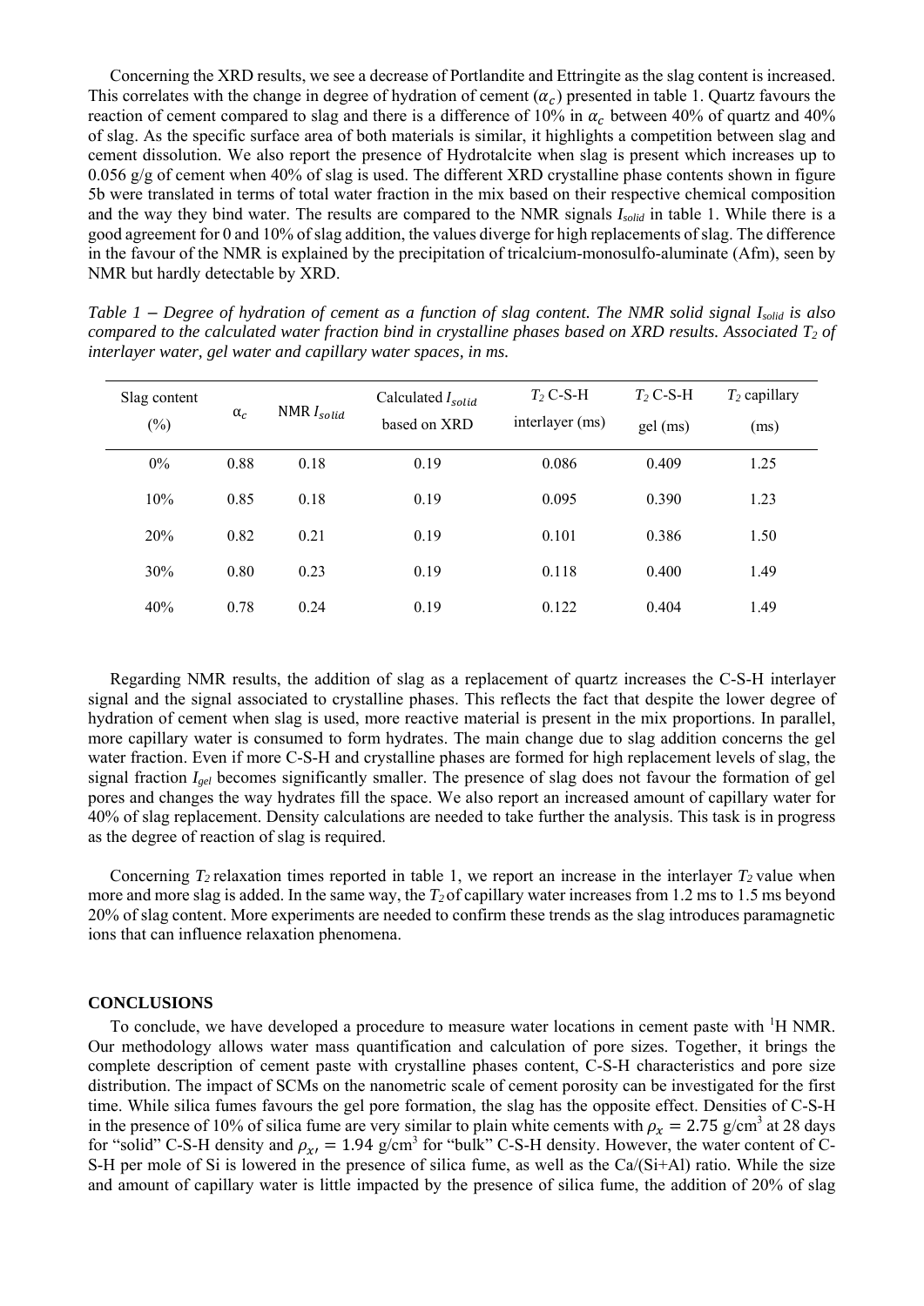Concerning the XRD results, we see a decrease of Portlandite and Ettringite as the slag content is increased. This correlates with the change in degree of hydration of cement ($\alpha_c$) presented in table 1. Quartz favours the reaction of cement compared to slag and there is a difference of 10% in $\alpha_c$ between 40% of quartz and 40% of slag. As the specific surface area of both materials is similar, it highlights a competition between slag and cement dissolution. We also report the presence of Hydrotalcite when slag is present which increases up to 0.056 g/g of cement when 40% of slag is used. The different XRD crystalline phase contents shown in figure 5b were translated in terms of total water fraction in the mix based on their respective chemical composition and the way they bind water. The results are compared to the NMR signals $I_{solid}$ in table 1. While there is a good agreement for 0 and 10% of slag addition, the values diverge for high replacements of slag. The difference in the favour of the NMR is explained by the precipitation of tricalcium-monosulfo-aluminate (Afm), seen by NMR but hardly detectable by XRD.

*Table 1 – Degree of hydration of cement as a function of slag content. The NMR solid signal $I_{solid}$ is also compared to the calculated water fraction bind in crystalline phases based on XRD results. Associated $T_2$ of interlayer water, gel water and capillary water spaces, in ms.*

| Slag content (%) | $\alpha_c$ | NMR $I_{solid}$ | Calculated $I_{solid}$ based on XRD | $T_2$ C-S-H interlayer (ms) | $T_2$ C-S-H gel (ms) | $T_2$ capillary (ms) |
|---|---|---|---|---|---|---|
| 0% | 0.88 | 0.18 | 0.19 | 0.086 | 0.409 | 1.25 |
| 10% | 0.85 | 0.18 | 0.19 | 0.095 | 0.390 | 1.23 |
| 20% | 0.82 | 0.21 | 0.19 | 0.101 | 0.386 | 1.50 |
| 30% | 0.80 | 0.23 | 0.19 | 0.118 | 0.400 | 1.49 |
| 40% | 0.78 | 0.24 | 0.19 | 0.122 | 0.404 | 1.49 |

Regarding NMR results, the addition of slag as a replacement of quartz increases the C-S-H interlayer signal and the signal associated to crystalline phases. This reflects the fact that despite the lower degree of hydration of cement when slag is used, more reactive material is present in the mix proportions. In parallel, more capillary water is consumed to form hydrates. The main change due to slag addition concerns the gel water fraction. Even if more C-S-H and crystalline phases are formed for high replacement levels of slag, the signal fraction $I_{gel}$ becomes significantly smaller. The presence of slag does not favour the formation of gel pores and changes the way hydrates fill the space. We also report an increased amount of capillary water for 40% of slag replacement. Density calculations are needed to take further the analysis. This task is in progress as the degree of reaction of slag is required.

Concerning $T_2$ relaxation times reported in table 1, we report an increase in the interlayer $T_2$ value when more and more slag is added. In the same way, the $T_2$ of capillary water increases from 1.2 ms to 1.5 ms beyond 20% of slag content. More experiments are needed to confirm these trends as the slag introduces paramagnetic ions that can influence relaxation phenomena.

## CONCLUSIONS

To conclude, we have developed a procedure to measure water locations in cement paste with $^1H$ NMR. Our methodology allows water mass quantification and calculation of pore sizes. Together, it brings the complete description of cement paste with crystalline phases content, C-S-H characteristics and pore size distribution. The impact of SCMs on the nanometric scale of cement porosity can be investigated for the first time. While silica fumes favours the gel pore formation, the slag has the opposite effect. Densities of C-S-H in the presence of 10% of silica fume are very similar to plain white cements with $\rho_x = 2.75$ g/cm$^3$ at 28 days for "solid" C-S-H density and $\rho_{x'} = 1.94$ g/cm$^3$ for "bulk" C-S-H density. However, the water content of C-S-H per mole of Si is lowered in the presence of silica fume, as well as the Ca/(Si+Al) ratio. While the size and amount of capillary water is little impacted by the presence of silica fume, the addition of 20% of slag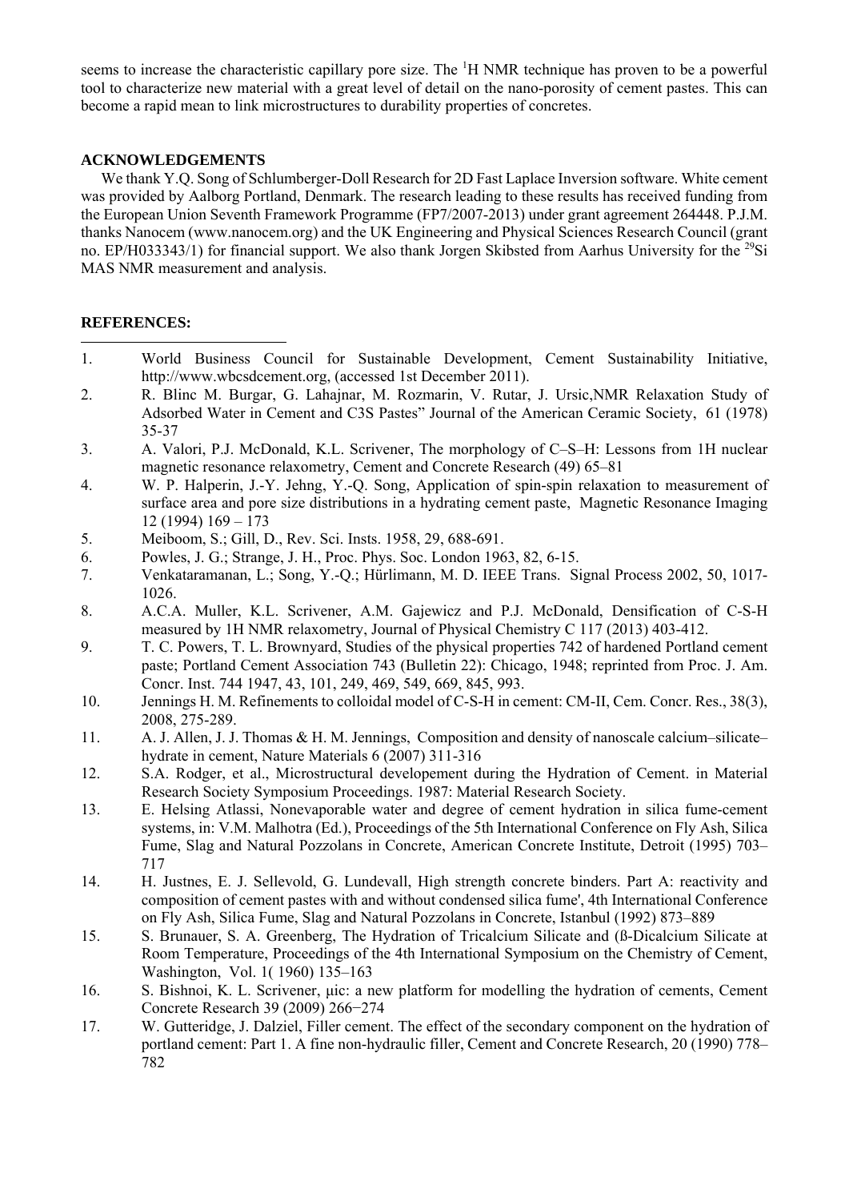seems to increase the characteristic capillary pore size. The $^{1}H$ NMR technique has proven to be a powerful tool to characterize new material with a great level of detail on the nano-porosity of cement pastes. This can become a rapid mean to link microstructures to durability properties of concretes.

## ACKNOWLEDGEMENTS

We thank Y.Q. Song of Schlumberger-Doll Research for 2D Fast Laplace Inversion software. White cement was provided by Aalborg Portland, Denmark. The research leading to these results has received funding from the European Union Seventh Framework Programme (FP7/2007-2013) under grant agreement 264448. P.J.M. thanks Nanocem (www.nanocem.org) and the UK Engineering and Physical Sciences Research Council (grant no. EP/H033343/1) for financial support. We also thank Jorgen Skibsted from Aarhus University for the $^{29}Si$ MAS NMR measurement and analysis.

## REFERENCES:

1. World Business Council for Sustainable Development, Cement Sustainability Initiative, http://www.wbcsdcement.org, (accessed 1st December 2011).
2. R. Blinc M. Burgar, G. Lahajnar, M. Rozmarin, V. Rutar, J. Ursic,NMR Relaxation Study of Adsorbed Water in Cement and C3S Pastes" Journal of the American Ceramic Society, 61 (1978) 35-37
3. A. Valori, P.J. McDonald, K.L. Scrivener, The morphology of C–S–H: Lessons from 1H nuclear magnetic resonance relaxometry, Cement and Concrete Research (49) 65–81
4. W. P. Halperin, J.-Y. Jehng, Y.-Q. Song, Application of spin-spin relaxation to measurement of surface area and pore size distributions in a hydrating cement paste, Magnetic Resonance Imaging 12 (1994) 169 – 173
5. Meiboom, S.; Gill, D., Rev. Sci. Insts. 1958, 29, 688-691.
6. Powles, J. G.; Strange, J. H., Proc. Phys. Soc. London 1963, 82, 6-15.
7. Venkataramanan, L.; Song, Y.-Q.; Hürlimann, M. D. IEEE Trans. Signal Process 2002, 50, 1017-1026.
8. A.C.A. Muller, K.L. Scrivener, A.M. Gajewicz and P.J. McDonald, Densification of C-S-H measured by 1H NMR relaxometry, Journal of Physical Chemistry C 117 (2013) 403-412.
9. T. C. Powers, T. L. Brownyard, Studies of the physical properties 742 of hardened Portland cement paste; Portland Cement Association 743 (Bulletin 22): Chicago, 1948; reprinted from Proc. J. Am. Concr. Inst. 744 1947, 43, 101, 249, 469, 549, 669, 845, 993.
10. Jennings H. M. Refinements to colloidal model of C-S-H in cement: CM-II, Cem. Concr. Res., 38(3), 2008, 275-289.
11. A. J. Allen, J. J. Thomas & H. M. Jennings, Composition and density of nanoscale calcium–silicate–hydrate in cement, Nature Materials 6 (2007) 311-316
12. S.A. Rodger, et al., Microstructural developement during the Hydration of Cement. in Material Research Society Symposium Proceedings. 1987: Material Research Society.
13. E. Helsing Atlassi, Nonevaporable water and degree of cement hydration in silica fume-cement systems, in: V.M. Malhotra (Ed.), Proceedings of the 5th International Conference on Fly Ash, Silica Fume, Slag and Natural Pozzolans in Concrete, American Concrete Institute, Detroit (1995) 703–717
14. H. Justnes, E. J. Sellevold, G. Lundevall, High strength concrete binders. Part A: reactivity and composition of cement pastes with and without condensed silica fume', 4th International Conference on Fly Ash, Silica Fume, Slag and Natural Pozzolans in Concrete, Istanbul (1992) 873–889
15. S. Brunauer, S. A. Greenberg, The Hydration of Tricalcium Silicate and (ß-Dicalcium Silicate at Room Temperature, Proceedings of the 4th International Symposium on the Chemistry of Cement, Washington, Vol. 1( 1960) 135–163
16. S. Bishnoi, K. L. Scrivener, μic: a new platform for modelling the hydration of cements, Cement Concrete Research 39 (2009) 266−274
17. W. Gutteridge, J. Dalziel, Filler cement. The effect of the secondary component on the hydration of portland cement: Part 1. A fine non-hydraulic filler, Cement and Concrete Research, 20 (1990) 778–782